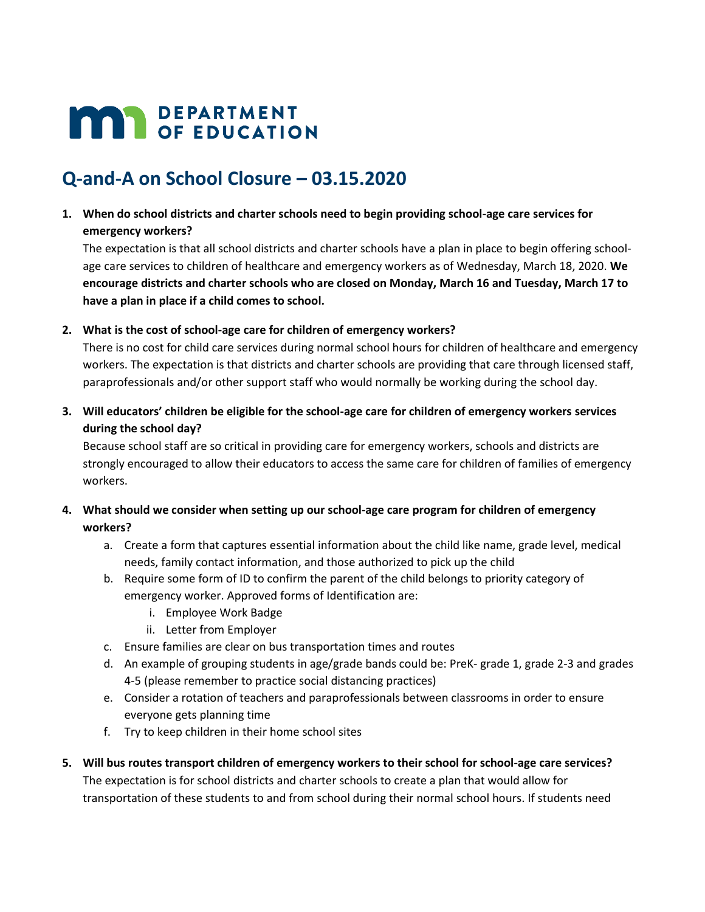# DEPARTMENT OF EDUCATION

## Q-and-A on School Closure – 03.15.2020

1. **When do school districts and charter schools need to begin providing school-age care services for emergency workers?**

   The expectation is that all school districts and charter schools have a plan in place to begin offering school-age care services to children of healthcare and emergency workers as of Wednesday, March 18, 2020. **We encourage districts and charter schools who are closed on Monday, March 16 and Tuesday, March 17 to have a plan in place if a child comes to school.**

2. **What is the cost of school-age care for children of emergency workers?**

   There is no cost for child care services during normal school hours for children of healthcare and emergency workers. The expectation is that districts and charter schools are providing that care through licensed staff, paraprofessionals and/or other support staff who would normally be working during the school day.

3. **Will educators' children be eligible for the school-age care for children of emergency workers services during the school day?**

   Because school staff are so critical in providing care for emergency workers, schools and districts are strongly encouraged to allow their educators to access the same care for children of families of emergency workers.

4. **What should we consider when setting up our school-age care program for children of emergency workers?**

   a. Create a form that captures essential information about the child like name, grade level, medical needs, family contact information, and those authorized to pick up the child

   b. Require some form of ID to confirm the parent of the child belongs to priority category of emergency worker. Approved forms of Identification are:

      i. Employee Work Badge

      ii. Letter from Employer

   c. Ensure families are clear on bus transportation times and routes

   d. An example of grouping students in age/grade bands could be: PreK- grade 1, grade 2-3 and grades 4-5 (please remember to practice social distancing practices)

   e. Consider a rotation of teachers and paraprofessionals between classrooms in order to ensure everyone gets planning time

   f. Try to keep children in their home school sites

5. **Will bus routes transport children of emergency workers to their school for school-age care services?**

   The expectation is for school districts and charter schools to create a plan that would allow for transportation of these students to and from school during their normal school hours. If students need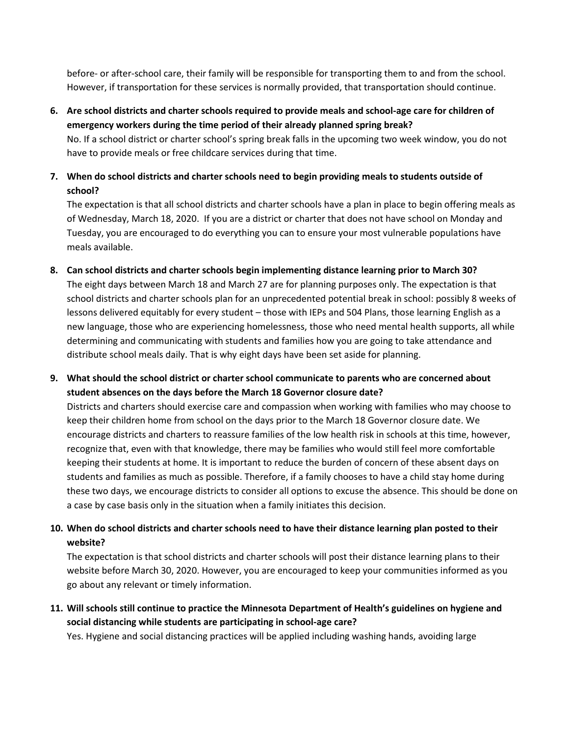before- or after-school care, their family will be responsible for transporting them to and from the school. However, if transportation for these services is normally provided, that transportation should continue.

6. **Are school districts and charter schools required to provide meals and school-age care for children of emergency workers during the time period of their already planned spring break?**
   No. If a school district or charter school's spring break falls in the upcoming two week window, you do not have to provide meals or free childcare services during that time.

7. **When do school districts and charter schools need to begin providing meals to students outside of school?**
   The expectation is that all school districts and charter schools have a plan in place to begin offering meals as of Wednesday, March 18, 2020. If you are a district or charter that does not have school on Monday and Tuesday, you are encouraged to do everything you can to ensure your most vulnerable populations have meals available.

8. **Can school districts and charter schools begin implementing distance learning prior to March 30?**
   The eight days between March 18 and March 27 are for planning purposes only. The expectation is that school districts and charter schools plan for an unprecedented potential break in school: possibly 8 weeks of lessons delivered equitably for every student – those with IEPs and 504 Plans, those learning English as a new language, those who are experiencing homelessness, those who need mental health supports, all while determining and communicating with students and families how you are going to take attendance and distribute school meals daily. That is why eight days have been set aside for planning.

9. **What should the school district or charter school communicate to parents who are concerned about student absences on the days before the March 18 Governor closure date?**
   Districts and charters should exercise care and compassion when working with families who may choose to keep their children home from school on the days prior to the March 18 Governor closure date. We encourage districts and charters to reassure families of the low health risk in schools at this time, however, recognize that, even with that knowledge, there may be families who would still feel more comfortable keeping their students at home. It is important to reduce the burden of concern of these absent days on students and families as much as possible. Therefore, if a family chooses to have a child stay home during these two days, we encourage districts to consider all options to excuse the absence. This should be done on a case by case basis only in the situation when a family initiates this decision.

10. **When do school districts and charter schools need to have their distance learning plan posted to their website?**
    The expectation is that school districts and charter schools will post their distance learning plans to their website before March 30, 2020. However, you are encouraged to keep your communities informed as you go about any relevant or timely information.

11. **Will schools still continue to practice the Minnesota Department of Health's guidelines on hygiene and social distancing while students are participating in school-age care?**
    Yes. Hygiene and social distancing practices will be applied including washing hands, avoiding large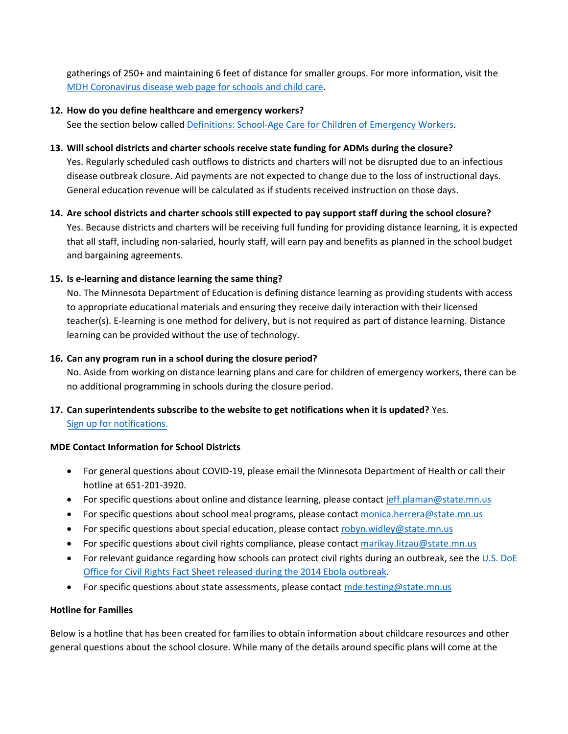gatherings of 250+ and maintaining 6 feet of distance for smaller groups. For more information, visit the [MDH Coronavirus disease web page for schools and child care](#).

12. **How do you define healthcare and emergency workers?**
    See the section below called [Definitions: School-Age Care for Children of Emergency Workers](#).

13. **Will school districts and charter schools receive state funding for ADMs during the closure?**
    Yes. Regularly scheduled cash outflows to districts and charters will not be disrupted due to an infectious disease outbreak closure. Aid payments are not expected to change due to the loss of instructional days. General education revenue will be calculated as if students received instruction on those days.

14. **Are school districts and charter schools still expected to pay support staff during the school closure?**
    Yes. Because districts and charters will be receiving full funding for providing distance learning, it is expected that all staff, including non-salaried, hourly staff, will earn pay and benefits as planned in the school budget and bargaining agreements.

15. **Is e-learning and distance learning the same thing?**
    No. The Minnesota Department of Education is defining distance learning as providing students with access to appropriate educational materials and ensuring they receive daily interaction with their licensed teacher(s). E-learning is one method for delivery, but is not required as part of distance learning. Distance learning can be provided without the use of technology.

16. **Can any program run in a school during the closure period?**
    No. Aside from working on distance learning plans and care for children of emergency workers, there can be no additional programming in schools during the closure period.

17. **Can superintendents subscribe to the website to get notifications when it is updated?** Yes.
    [Sign up for notifications.](#)

**MDE Contact Information for School Districts**

- For general questions about COVID-19, please email the Minnesota Department of Health or call their hotline at 651-201-3920.
- For specific questions about online and distance learning, please contact jeff.plaman@state.mn.us
- For specific questions about school meal programs, please contact monica.herrera@state.mn.us
- For specific questions about special education, please contact robyn.widley@state.mn.us
- For specific questions about civil rights compliance, please contact marikay.litzau@state.mn.us
- For relevant guidance regarding how schools can protect civil rights during an outbreak, see the [U.S. DoE Office for Civil Rights Fact Sheet released during the 2014 Ebola outbreak](#).
- For specific questions about state assessments, please contact mde.testing@state.mn.us

**Hotline for Families**

Below is a hotline that has been created for families to obtain information about childcare resources and other general questions about the school closure. While many of the details around specific plans will come at the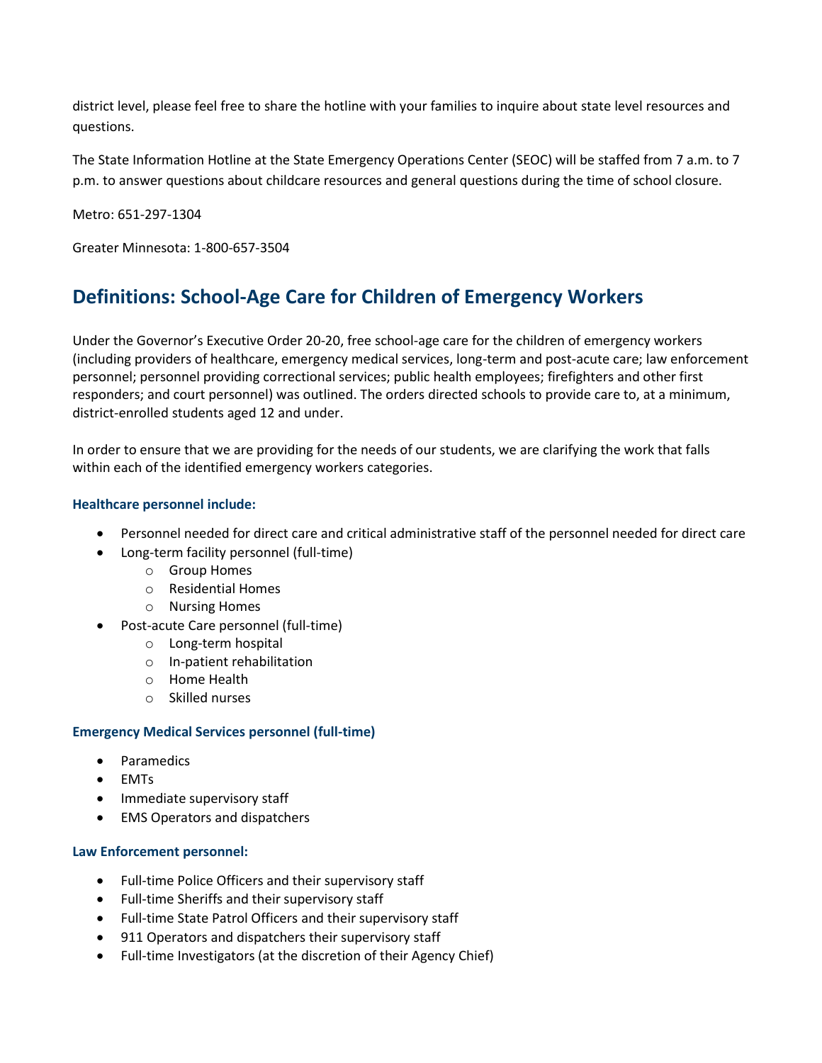district level, please feel free to share the hotline with your families to inquire about state level resources and questions.

The State Information Hotline at the State Emergency Operations Center (SEOC) will be staffed from 7 a.m. to 7 p.m. to answer questions about childcare resources and general questions during the time of school closure.

Metro: 651-297-1304

Greater Minnesota: 1-800-657-3504

## Definitions: School-Age Care for Children of Emergency Workers

Under the Governor's Executive Order 20-20, free school-age care for the children of emergency workers (including providers of healthcare, emergency medical services, long-term and post-acute care; law enforcement personnel; personnel providing correctional services; public health employees; firefighters and other first responders; and court personnel) was outlined. The orders directed schools to provide care to, at a minimum, district-enrolled students aged 12 and under.

In order to ensure that we are providing for the needs of our students, we are clarifying the work that falls within each of the identified emergency workers categories.

### Healthcare personnel include:

- Personnel needed for direct care and critical administrative staff of the personnel needed for direct care
- Long-term facility personnel (full-time)
  - Group Homes
  - Residential Homes
  - Nursing Homes
- Post-acute Care personnel (full-time)
  - Long-term hospital
  - In-patient rehabilitation
  - Home Health
  - Skilled nurses

### Emergency Medical Services personnel (full-time)

- Paramedics
- EMTs
- Immediate supervisory staff
- EMS Operators and dispatchers

### Law Enforcement personnel:

- Full-time Police Officers and their supervisory staff
- Full-time Sheriffs and their supervisory staff
- Full-time State Patrol Officers and their supervisory staff
- 911 Operators and dispatchers their supervisory staff
- Full-time Investigators (at the discretion of their Agency Chief)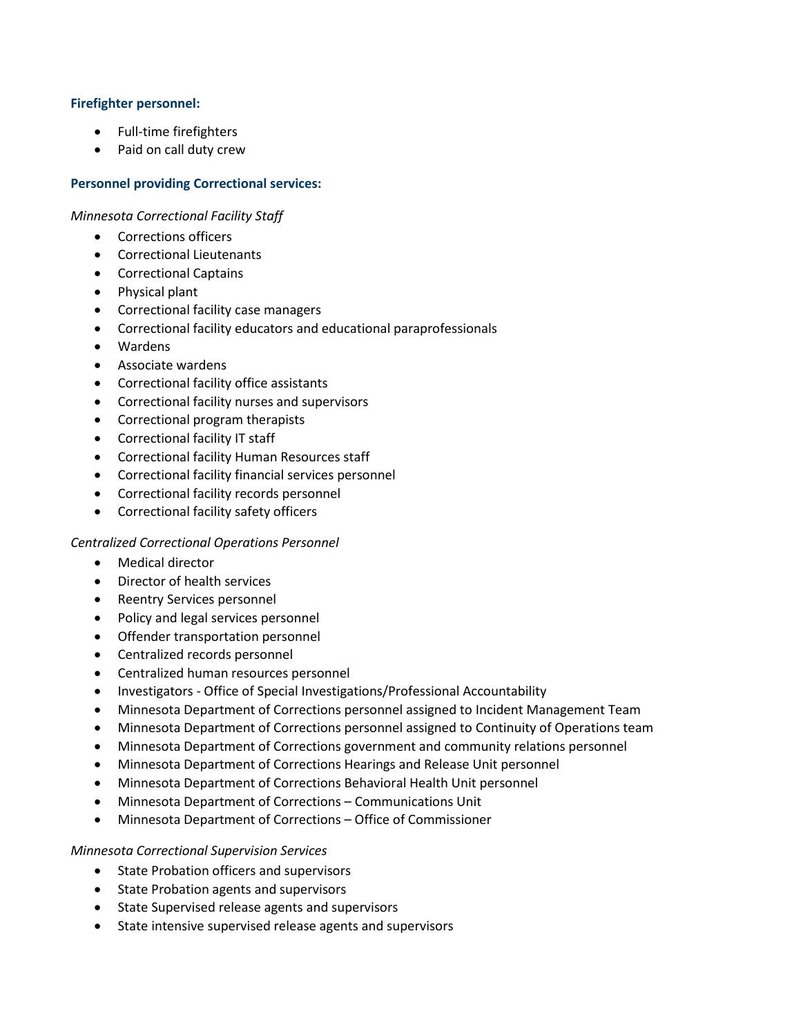**Firefighter personnel:**

- Full-time firefighters
- Paid on call duty crew

**Personnel providing Correctional services:**

*Minnesota Correctional Facility Staff*

- Corrections officers
- Correctional Lieutenants
- Correctional Captains
- Physical plant
- Correctional facility case managers
- Correctional facility educators and educational paraprofessionals
- Wardens
- Associate wardens
- Correctional facility office assistants
- Correctional facility nurses and supervisors
- Correctional program therapists
- Correctional facility IT staff
- Correctional facility Human Resources staff
- Correctional facility financial services personnel
- Correctional facility records personnel
- Correctional facility safety officers

*Centralized Correctional Operations Personnel*

- Medical director
- Director of health services
- Reentry Services personnel
- Policy and legal services personnel
- Offender transportation personnel
- Centralized records personnel
- Centralized human resources personnel
- Investigators - Office of Special Investigations/Professional Accountability
- Minnesota Department of Corrections personnel assigned to Incident Management Team
- Minnesota Department of Corrections personnel assigned to Continuity of Operations team
- Minnesota Department of Corrections government and community relations personnel
- Minnesota Department of Corrections Hearings and Release Unit personnel
- Minnesota Department of Corrections Behavioral Health Unit personnel
- Minnesota Department of Corrections – Communications Unit
- Minnesota Department of Corrections – Office of Commissioner

*Minnesota Correctional Supervision Services*

- State Probation officers and supervisors
- State Probation agents and supervisors
- State Supervised release agents and supervisors
- State intensive supervised release agents and supervisors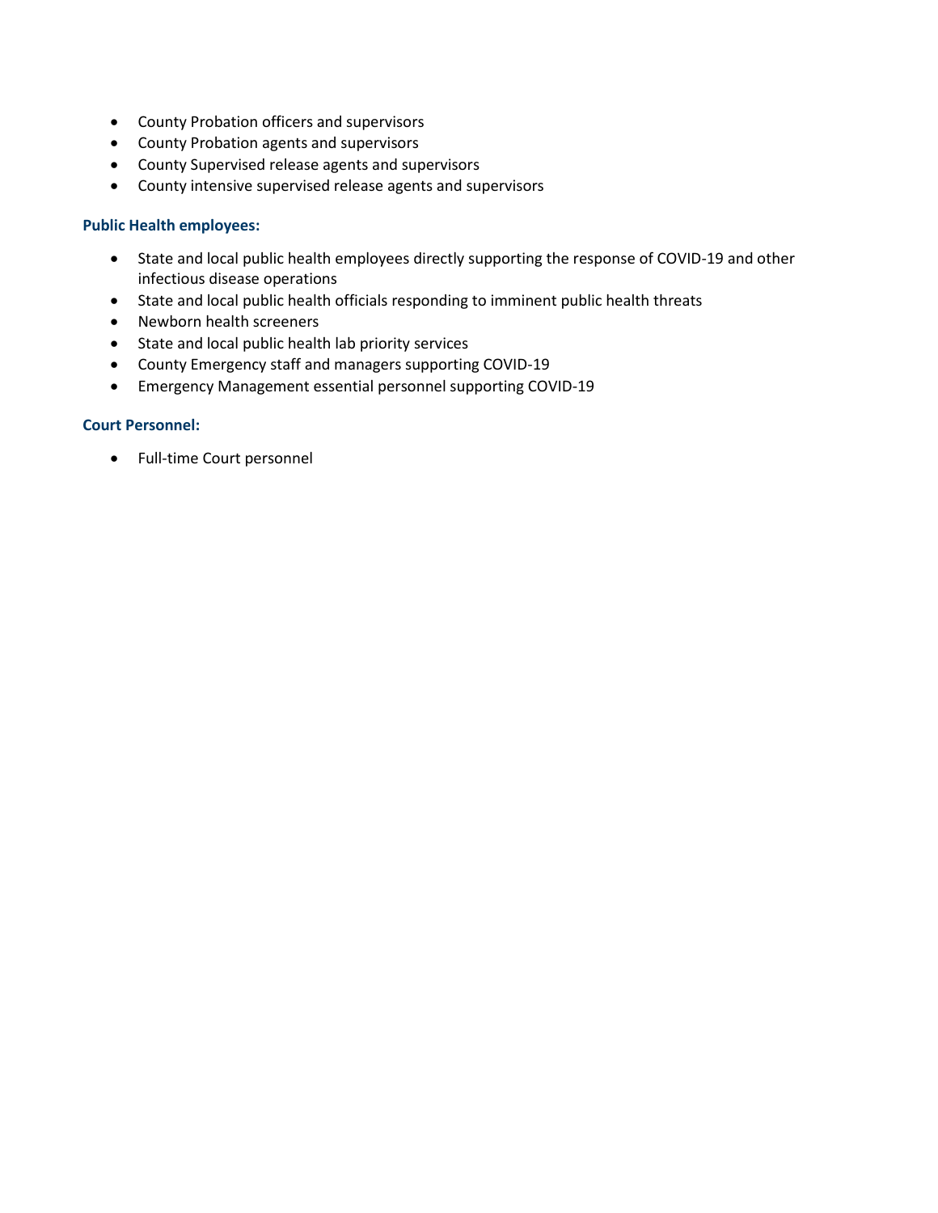- County Probation officers and supervisors
- County Probation agents and supervisors
- County Supervised release agents and supervisors
- County intensive supervised release agents and supervisors

**Public Health employees:**

- State and local public health employees directly supporting the response of COVID-19 and other infectious disease operations
- State and local public health officials responding to imminent public health threats
- Newborn health screeners
- State and local public health lab priority services
- County Emergency staff and managers supporting COVID-19
- Emergency Management essential personnel supporting COVID-19

**Court Personnel:**

- Full-time Court personnel